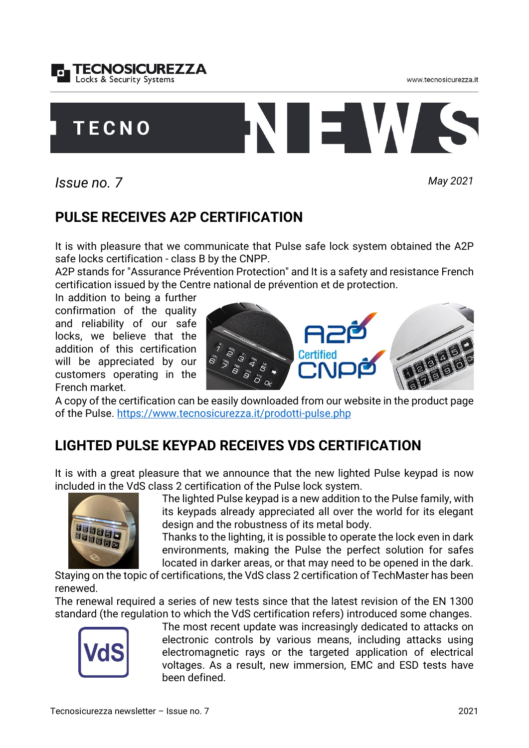TECNOSICUREZZA
Locks & Security Systems

www.tecnosicurezza.it

# TECNO NEWS

*Issue no. 7*

*May 2021*

## PULSE RECEIVES A2P CERTIFICATION

It is with pleasure that we communicate that Pulse safe lock system obtained the A2P safe locks certification - class B by the CNPP.
A2P stands for "Assurance Prévention Protection" and It is a safety and resistance French certification issued by the Centre national de prévention et de protection.
In addition to being a further confirmation of the quality and reliability of our safe locks, we believe that the addition of this certification will be appreciated by our customers operating in the French market.
A copy of the certification can be easily downloaded from our website in the product page of the Pulse. https://www.tecnosicurezza.it/prodotti-pulse.php

## LIGHTED PULSE KEYPAD RECEIVES VDS CERTIFICATION

It is with a great pleasure that we announce that the new lighted Pulse keypad is now included in the VdS class 2 certification of the Pulse lock system.
The lighted Pulse keypad is a new addition to the Pulse family, with its keypads already appreciated all over the world for its elegant design and the robustness of its metal body.
Thanks to the lighting, it is possible to operate the lock even in dark environments, making the Pulse the perfect solution for safes located in darker areas, or that may need to be opened in the dark.
Staying on the topic of certifications, the VdS class 2 certification of TechMaster has been renewed.
The renewal required a series of new tests since that the latest revision of the EN 1300 standard (the regulation to which the VdS certification refers) introduced some changes.
The most recent update was increasingly dedicated to attacks on electronic controls by various means, including attacks using electromagnetic rays or the targeted application of electrical voltages. As a result, new immersion, EMC and ESD tests have been defined.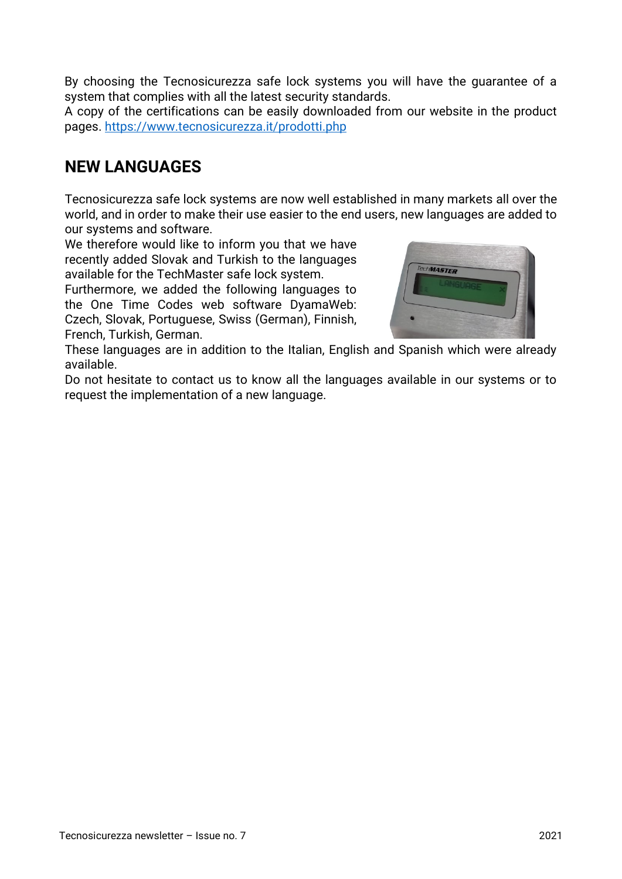By choosing the Tecnosicurezza safe lock systems you will have the guarantee of a system that complies with all the latest security standards.
A copy of the certifications can be easily downloaded from our website in the product pages. https://www.tecnosicurezza.it/prodotti.php

## NEW LANGUAGES

Tecnosicurezza safe lock systems are now well established in many markets all over the world, and in order to make their use easier to the end users, new languages are added to our systems and software.
We therefore would like to inform you that we have recently added Slovak and Turkish to the languages available for the TechMaster safe lock system.
Furthermore, we added the following languages to the One Time Codes web software DyamaWeb: Czech, Slovak, Portuguese, Swiss (German), Finnish, French, Turkish, German.
These languages are in addition to the Italian, English and Spanish which were already available.
Do not hesitate to contact us to know all the languages available in our systems or to request the implementation of a new language.